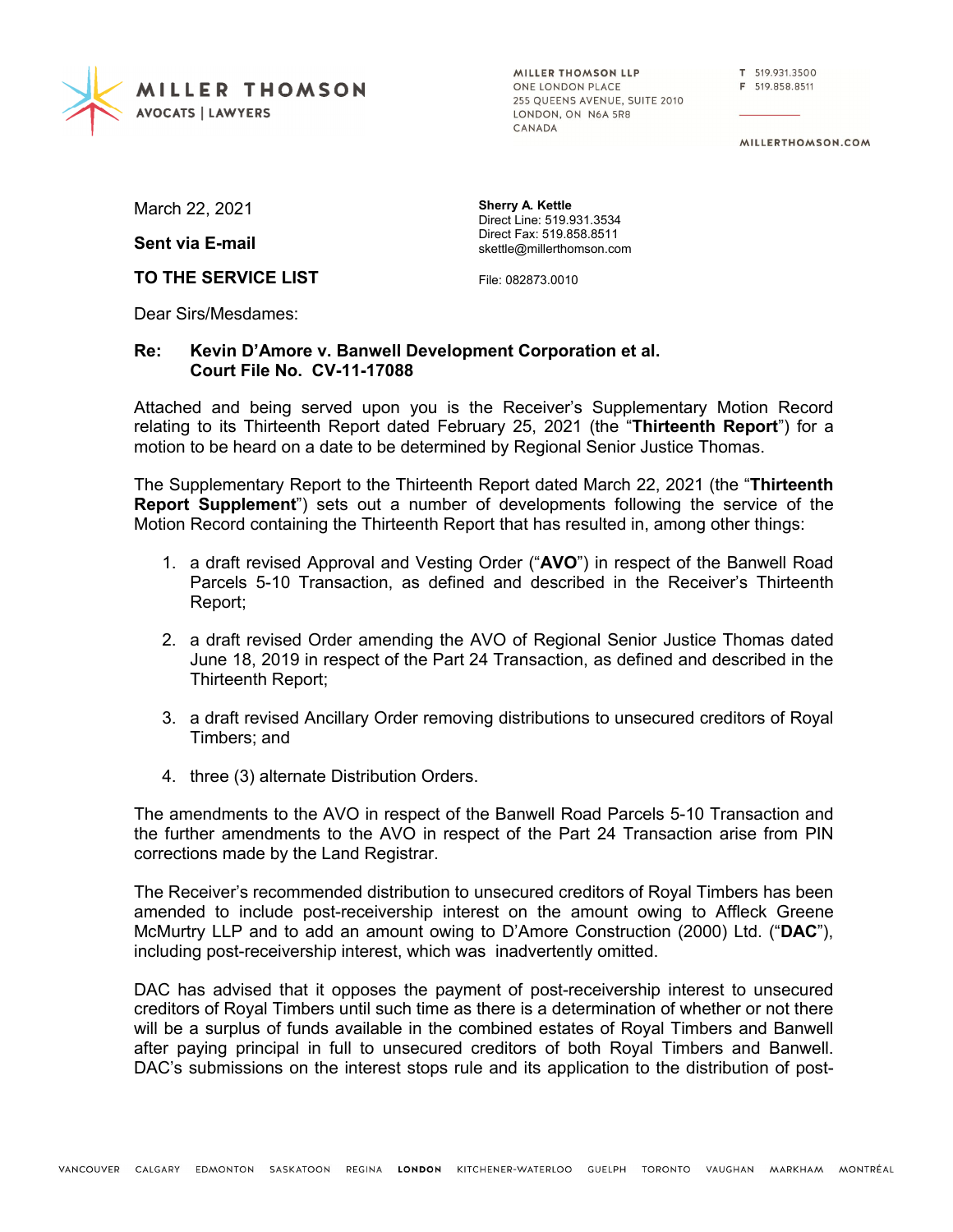**MILLER THOMSON**
AVOCATS | LAWYERS

MILLER THOMSON LLP
ONE LONDON PLACE
255 QUEENS AVENUE, SUITE 2010
LONDON, ON N6A 5R8
CANADA

T 519.931.3500
F 519.858.8511

MILLERTHOMSON.COM

March 22, 2021

**Sent via E-mail**

**TO THE SERVICE LIST**

**Sherry A. Kettle**
Direct Line: 519.931.3534
Direct Fax: 519.858.8511
skettle@millerthomson.com

File: 082873.0010

Dear Sirs/Mesdames:

**Re: Kevin D'Amore v. Banwell Development Corporation et al.**
**Court File No. CV-11-17088**

Attached and being served upon you is the Receiver's Supplementary Motion Record relating to its Thirteenth Report dated February 25, 2021 (the "**Thirteenth Report**") for a motion to be heard on a date to be determined by Regional Senior Justice Thomas.

The Supplementary Report to the Thirteenth Report dated March 22, 2021 (the "**Thirteenth Report Supplement**") sets out a number of developments following the service of the Motion Record containing the Thirteenth Report that has resulted in, among other things:

1. a draft revised Approval and Vesting Order ("**AVO**") in respect of the Banwell Road Parcels 5-10 Transaction, as defined and described in the Receiver's Thirteenth Report;
2. a draft revised Order amending the AVO of Regional Senior Justice Thomas dated June 18, 2019 in respect of the Part 24 Transaction, as defined and described in the Thirteenth Report;
3. a draft revised Ancillary Order removing distributions to unsecured creditors of Royal Timbers; and
4. three (3) alternate Distribution Orders.

The amendments to the AVO in respect of the Banwell Road Parcels 5-10 Transaction and the further amendments to the AVO in respect of the Part 24 Transaction arise from PIN corrections made by the Land Registrar.

The Receiver's recommended distribution to unsecured creditors of Royal Timbers has been amended to include post-receivership interest on the amount owing to Affleck Greene McMurtry LLP and to add an amount owing to D'Amore Construction (2000) Ltd. ("**DAC**"), including post-receivership interest, which was inadvertently omitted.

DAC has advised that it opposes the payment of post-receivership interest to unsecured creditors of Royal Timbers until such time as there is a determination of whether or not there will be a surplus of funds available in the combined estates of Royal Timbers and Banwell after paying principal in full to unsecured creditors of both Royal Timbers and Banwell. DAC's submissions on the interest stops rule and its application to the distribution of post-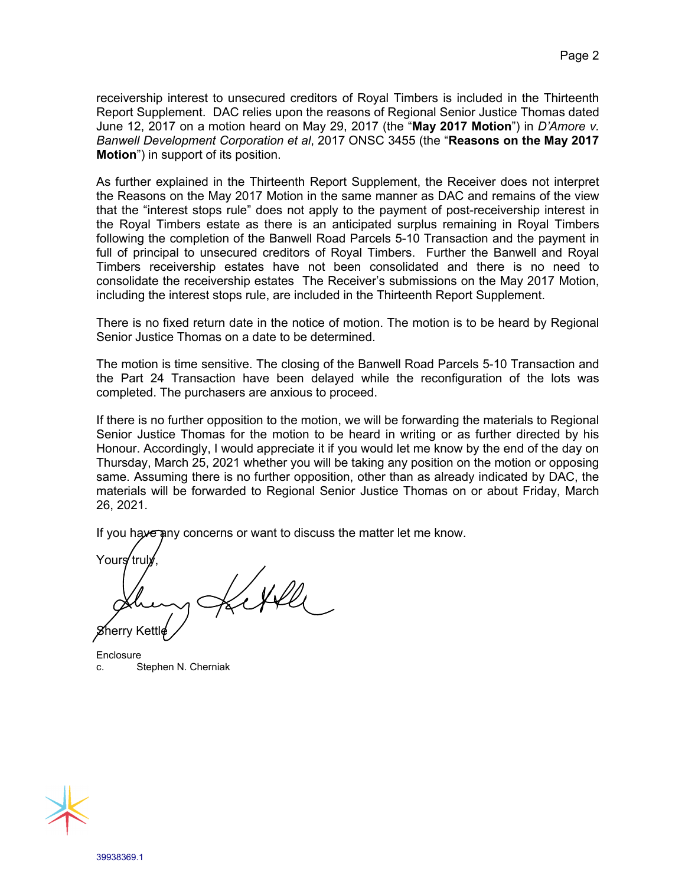receivership interest to unsecured creditors of Royal Timbers is included in the Thirteenth Report Supplement. DAC relies upon the reasons of Regional Senior Justice Thomas dated June 12, 2017 on a motion heard on May 29, 2017 (the "**May 2017 Motion**") in *D'Amore v. Banwell Development Corporation et al*, 2017 ONSC 3455 (the "**Reasons on the May 2017 Motion**") in support of its position.

As further explained in the Thirteenth Report Supplement, the Receiver does not interpret the Reasons on the May 2017 Motion in the same manner as DAC and remains of the view that the "interest stops rule" does not apply to the payment of post-receivership interest in the Royal Timbers estate as there is an anticipated surplus remaining in Royal Timbers following the completion of the Banwell Road Parcels 5-10 Transaction and the payment in full of principal to unsecured creditors of Royal Timbers. Further the Banwell and Royal Timbers receivership estates have not been consolidated and there is no need to consolidate the receivership estates The Receiver's submissions on the May 2017 Motion, including the interest stops rule, are included in the Thirteenth Report Supplement.

There is no fixed return date in the notice of motion. The motion is to be heard by Regional Senior Justice Thomas on a date to be determined.

The motion is time sensitive. The closing of the Banwell Road Parcels 5-10 Transaction and the Part 24 Transaction have been delayed while the reconfiguration of the lots was completed. The purchasers are anxious to proceed.

If there is no further opposition to the motion, we will be forwarding the materials to Regional Senior Justice Thomas for the motion to be heard in writing or as further directed by his Honour. Accordingly, I would appreciate it if you would let me know by the end of the day on Thursday, March 25, 2021 whether you will be taking any position on the motion or opposing same. Assuming there is no further opposition, other than as already indicated by DAC, the materials will be forwarded to Regional Senior Justice Thomas on or about Friday, March 26, 2021.

If you have any concerns or want to discuss the matter let me know.

Yours truly,

Sherry Kettle

Enclosure
c. Stephen N. Cherniak

39938369.1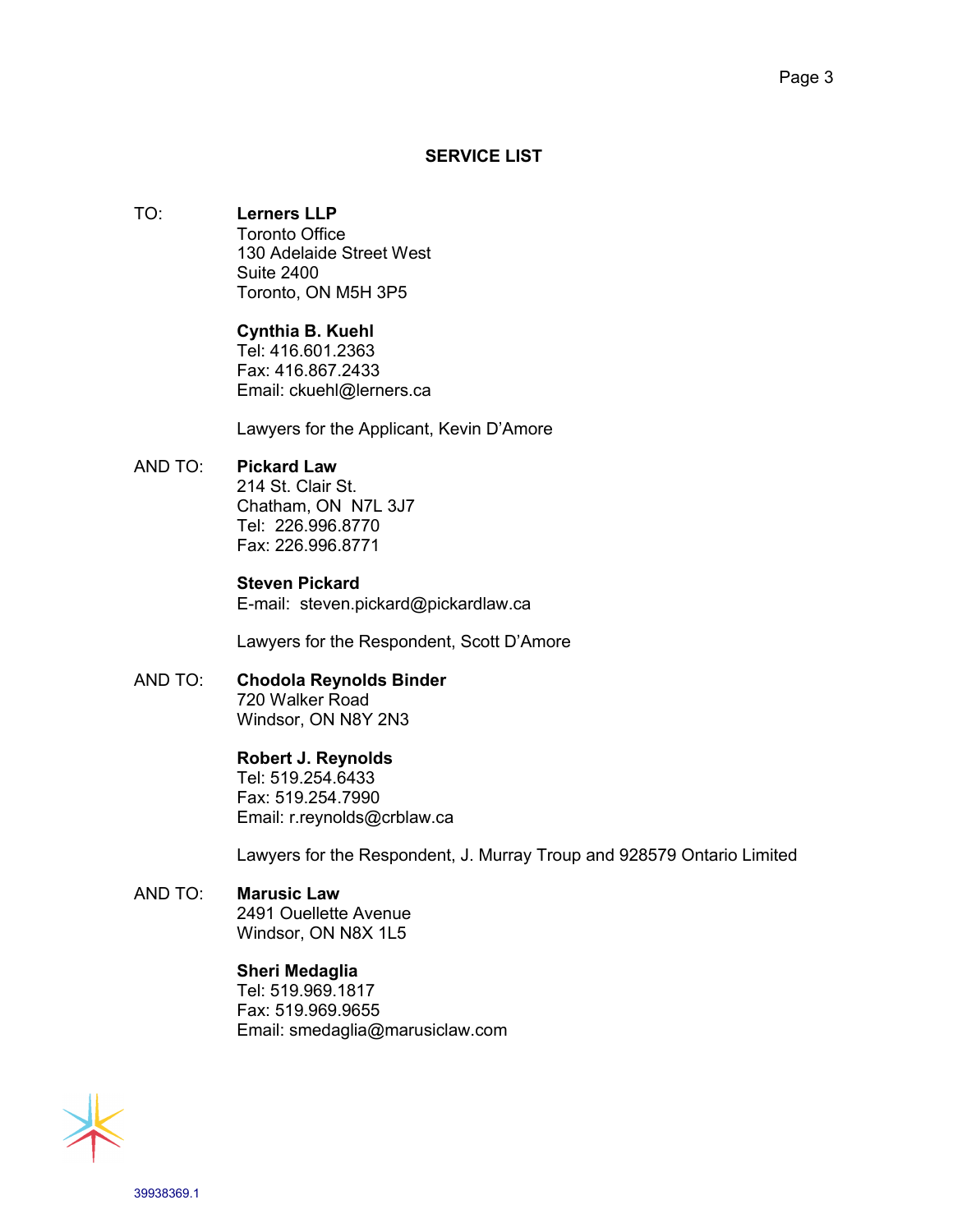## SERVICE LIST

TO: **Lerners LLP**
Toronto Office
130 Adelaide Street West
Suite 2400
Toronto, ON M5H 3P5

**Cynthia B. Kuehl**
Tel: 416.601.2363
Fax: 416.867.2433
Email: ckuehl@lerners.ca

Lawyers for the Applicant, Kevin D'Amore

AND TO: **Pickard Law**
214 St. Clair St.
Chatham, ON N7L 3J7
Tel: 226.996.8770
Fax: 226.996.8771

**Steven Pickard**
E-mail: steven.pickard@pickardlaw.ca

Lawyers for the Respondent, Scott D'Amore

AND TO: **Chodola Reynolds Binder**
720 Walker Road
Windsor, ON N8Y 2N3

**Robert J. Reynolds**
Tel: 519.254.6433
Fax: 519.254.7990
Email: r.reynolds@crblaw.ca

Lawyers for the Respondent, J. Murray Troup and 928579 Ontario Limited

AND TO: **Marusic Law**
2491 Ouellette Avenue
Windsor, ON N8X 1L5

**Sheri Medaglia**
Tel: 519.969.1817
Fax: 519.969.9655
Email: smedaglia@marusiclaw.com

39938369.1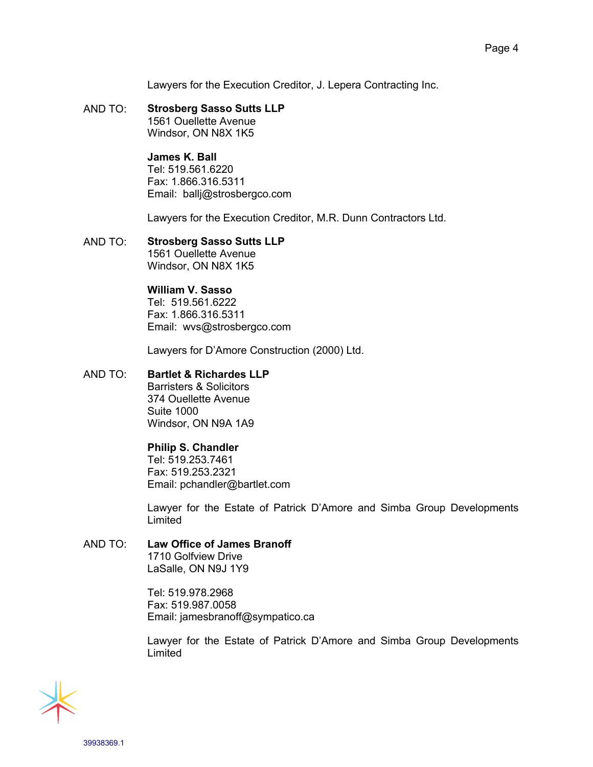Lawyers for the Execution Creditor, J. Lepera Contracting Inc.

AND TO: **Strosberg Sasso Sutts LLP**
1561 Ouellette Avenue
Windsor, ON N8X 1K5

**James K. Ball**
Tel: 519.561.6220
Fax: 1.866.316.5311
Email: ballj@strosbergco.com

Lawyers for the Execution Creditor, M.R. Dunn Contractors Ltd.

AND TO: **Strosberg Sasso Sutts LLP**
1561 Ouellette Avenue
Windsor, ON N8X 1K5

**William V. Sasso**
Tel: 519.561.6222
Fax: 1.866.316.5311
Email: wvs@strosbergco.com

Lawyers for D'Amore Construction (2000) Ltd.

AND TO: **Bartlet & Richardes LLP**
Barristers & Solicitors
374 Ouellette Avenue
Suite 1000
Windsor, ON N9A 1A9

**Philip S. Chandler**
Tel: 519.253.7461
Fax: 519.253.2321
Email: pchandler@bartlet.com

Lawyer for the Estate of Patrick D'Amore and Simba Group Developments Limited

AND TO: **Law Office of James Branoff**
1710 Golfview Drive
LaSalle, ON N9J 1Y9

Tel: 519.978.2968
Fax: 519.987.0058
Email: jamesbranoff@sympatico.ca

Lawyer for the Estate of Patrick D'Amore and Simba Group Developments Limited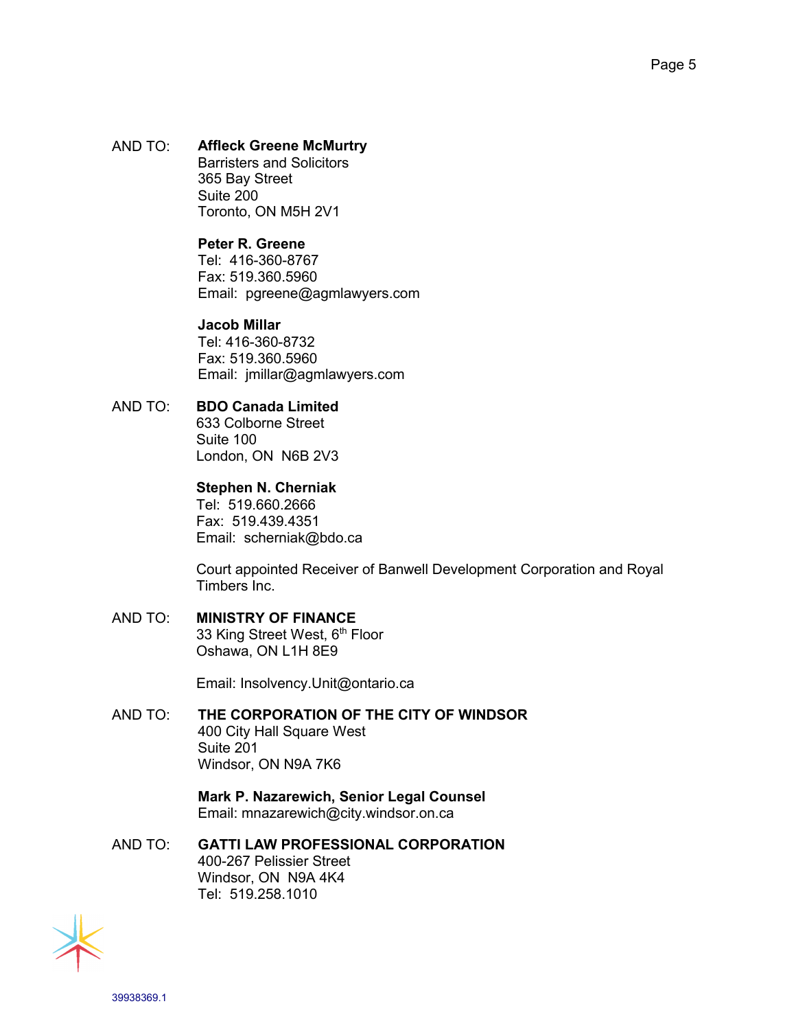AND TO: **Affleck Greene McMurtry**
Barristers and Solicitors
365 Bay Street
Suite 200
Toronto, ON M5H 2V1

**Peter R. Greene**
Tel: 416-360-8767
Fax: 519.360.5960
Email: pgreene@agmlawyers.com

**Jacob Millar**
Tel: 416-360-8732
Fax: 519.360.5960
Email: jmillar@agmlawyers.com

AND TO: **BDO Canada Limited**
633 Colborne Street
Suite 100
London, ON N6B 2V3

**Stephen N. Cherniak**
Tel: 519.660.2666
Fax: 519.439.4351
Email: scherniak@bdo.ca

Court appointed Receiver of Banwell Development Corporation and Royal Timbers Inc.

AND TO: **MINISTRY OF FINANCE**
33 King Street West, 6th Floor
Oshawa, ON L1H 8E9

Email: Insolvency.Unit@ontario.ca

AND TO: **THE CORPORATION OF THE CITY OF WINDSOR**
400 City Hall Square West
Suite 201
Windsor, ON N9A 7K6

**Mark P. Nazarewich, Senior Legal Counsel**
Email: mnazarewich@city.windsor.on.ca

AND TO: **GATTI LAW PROFESSIONAL CORPORATION**
400-267 Pelissier Street
Windsor, ON N9A 4K4
Tel: 519.258.1010

39938369.1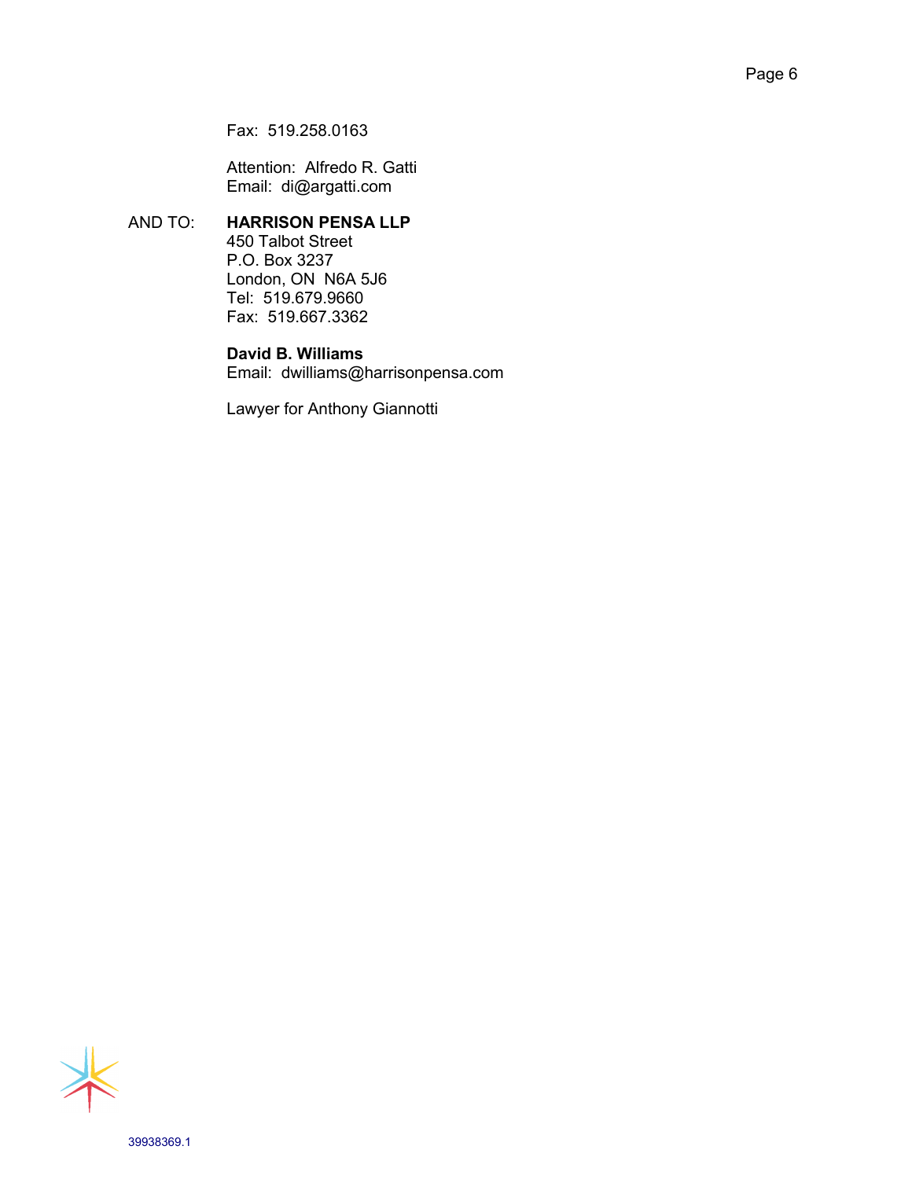Fax: 519.258.0163

Attention: Alfredo R. Gatti
Email: di@argatti.com

AND TO: **HARRISON PENSA LLP**
450 Talbot Street
P.O. Box 3237
London, ON N6A 5J6
Tel: 519.679.9660
Fax: 519.667.3362

**David B. Williams**
Email: dwilliams@harrisonpensa.com

Lawyer for Anthony Giannotti

39938369.1